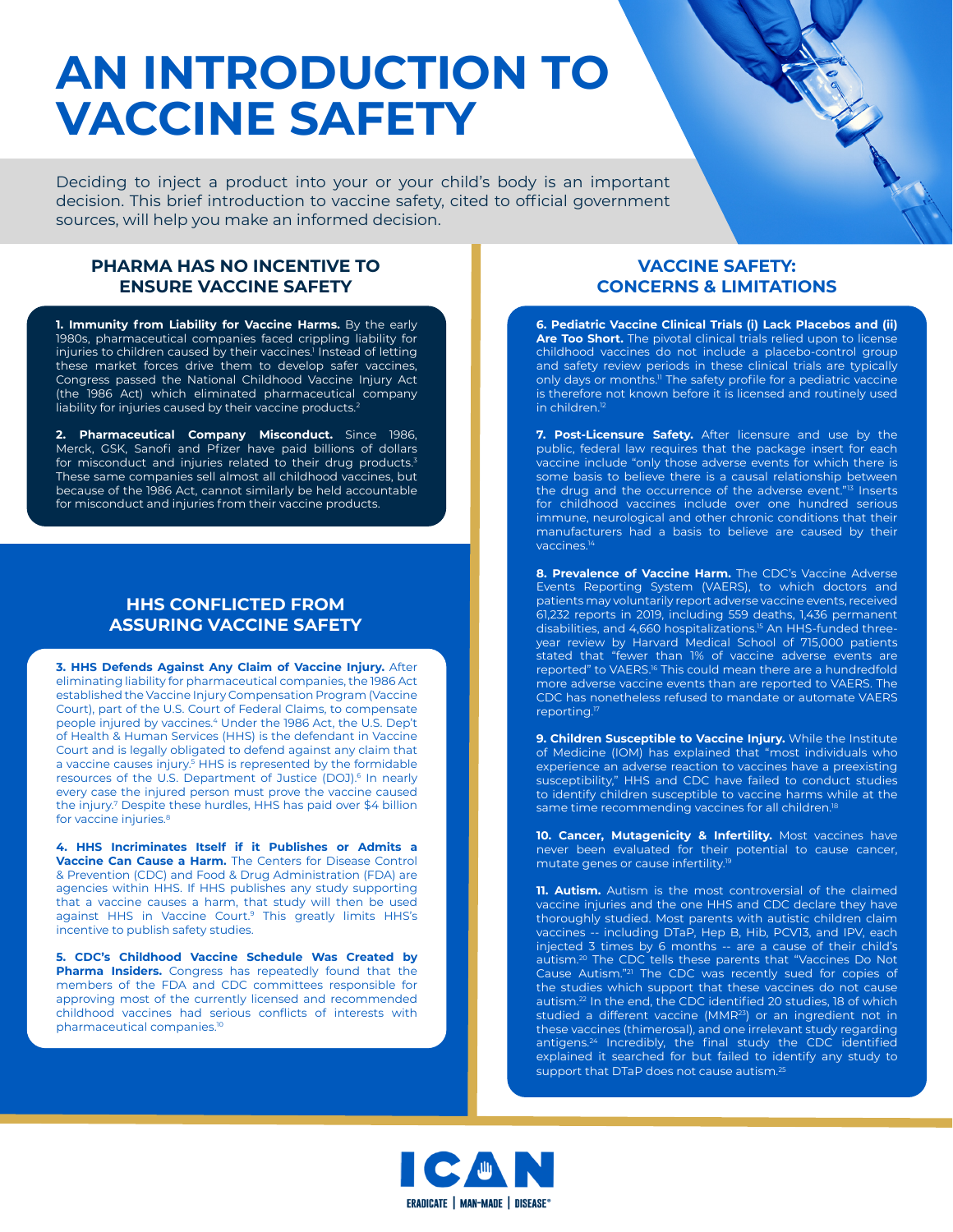# AN INTRODUCTION TO VACCINE SAFETY

Deciding to inject a product into your or your child's body is an important decision. This brief introduction to vaccine safety, cited to official government sources, will help you make an informed decision.

## PHARMA HAS NO INCENTIVE TO ENSURE VACCINE SAFETY

**1. Immunity from Liability for Vaccine Harms.** By the early 1980s, pharmaceutical companies faced crippling liability for injuries to children caused by their vaccines.[1] Instead of letting these market forces drive them to develop safer vaccines, Congress passed the National Childhood Vaccine Injury Act (the 1986 Act) which eliminated pharmaceutical company liability for injuries caused by their vaccine products.[2]

**2. Pharmaceutical Company Misconduct.** Since 1986, Merck, GSK, Sanofi and Pfizer have paid billions of dollars for misconduct and injuries related to their drug products.[3] These same companies sell almost all childhood vaccines, but because of the 1986 Act, cannot similarly be held accountable for misconduct and injuries from their vaccine products.

## HHS CONFLICTED FROM ASSURING VACCINE SAFETY

**3. HHS Defends Against Any Claim of Vaccine Injury.** After eliminating liability for pharmaceutical companies, the 1986 Act established the Vaccine Injury Compensation Program (Vaccine Court), part of the U.S. Court of Federal Claims, to compensate people injured by vaccines.[4] Under the 1986 Act, the U.S. Dep't of Health & Human Services (HHS) is the defendant in Vaccine Court and is legally obligated to defend against any claim that a vaccine causes injury.[5] HHS is represented by the formidable resources of the U.S. Department of Justice (DOJ).[6] In nearly every case the injured person must prove the vaccine caused the injury.[7] Despite these hurdles, HHS has paid over $4 billion for vaccine injuries.[8]

**4. HHS Incriminates Itself if it Publishes or Admits a Vaccine Can Cause a Harm.** The Centers for Disease Control & Prevention (CDC) and Food & Drug Administration (FDA) are agencies within HHS. If HHS publishes any study supporting that a vaccine causes a harm, that study will then be used against HHS in Vaccine Court.[9] This greatly limits HHS's incentive to publish safety studies.

**5. CDC's Childhood Vaccine Schedule Was Created by Pharma Insiders.** Congress has repeatedly found that the members of the FDA and CDC committees responsible for approving most of the currently licensed and recommended childhood vaccines had serious conflicts of interests with pharmaceutical companies.[10]

## VACCINE SAFETY: CONCERNS & LIMITATIONS

**6. Pediatric Vaccine Clinical Trials (i) Lack Placebos and (ii) Are Too Short.** The pivotal clinical trials relied upon to license childhood vaccines do not include a placebo-control group and safety review periods in these clinical trials are typically only days or months.[11] The safety profile for a pediatric vaccine is therefore not known before it is licensed and routinely used in children.[12]

**7. Post-Licensure Safety.** After licensure and use by the public, federal law requires that the package insert for each vaccine include "only those adverse events for which there is some basis to believe there is a causal relationship between the drug and the occurrence of the adverse event."[13] Inserts for childhood vaccines include over one hundred serious immune, neurological and other chronic conditions that their manufacturers had a basis to believe are caused by their vaccines.[14]

**8. Prevalence of Vaccine Harm.** The CDC's Vaccine Adverse Events Reporting System (VAERS), to which doctors and patients may voluntarily report adverse vaccine events, received 61,232 reports in 2019, including 559 deaths, 1,436 permanent disabilities, and 4,660 hospitalizations.[15] An HHS-funded three-year review by Harvard Medical School of 715,000 patients stated that "fewer than 1% of vaccine adverse events are reported" to VAERS.[16] This could mean there are a hundredfold more adverse vaccine events than are reported to VAERS. The CDC has nonetheless refused to mandate or automate VAERS reporting.[17]

**9. Children Susceptible to Vaccine Injury.** While the Institute of Medicine (IOM) has explained that "most individuals who experience an adverse reaction to vaccines have a preexisting susceptibility," HHS and CDC have failed to conduct studies to identify children susceptible to vaccine harms while at the same time recommending vaccines for all children.[18]

**10. Cancer, Mutagenicity & Infertility.** Most vaccines have never been evaluated for their potential to cause cancer, mutate genes or cause infertility.[19]

**11. Autism.** Autism is the most controversial of the claimed vaccine injuries and the one HHS and CDC declare they have thoroughly studied. Most parents with autistic children claim vaccines -- including DTaP, Hep B, Hib, PCV13, and IPV, each injected 3 times by 6 months -- are a cause of their child's autism.[20] The CDC tells these parents that "Vaccines Do Not Cause Autism."[21] The CDC was recently sued for copies of the studies which support that these vaccines do not cause autism.[22] In the end, the CDC identified 20 studies, 18 of which studied a different vaccine (MMR[23]) or an ingredient not in these vaccines (thimerosal), and one irrelevant study regarding antigens.[24] Incredibly, the final study the CDC identified explained it searched for but failed to identify any study to support that DTaP does not cause autism.[25]

ICAN

ERADICATE | MAN-MADE | DISEASE®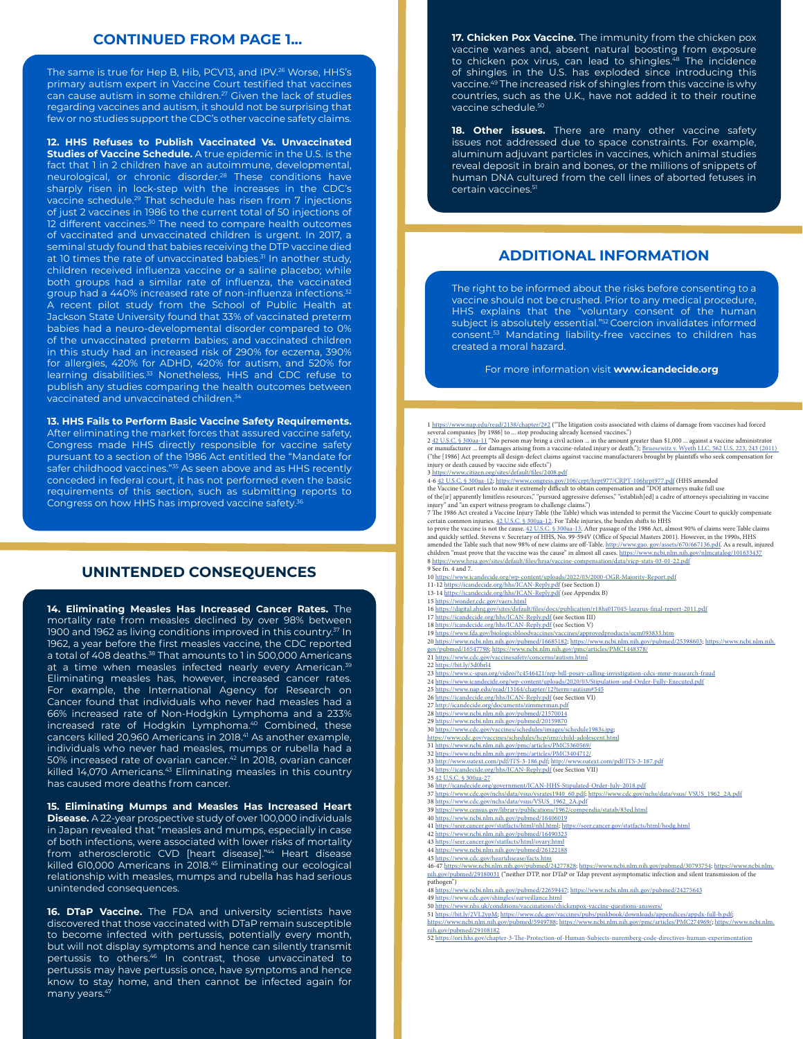## CONTINUED FROM PAGE 1...

The same is true for Hep B, Hib, PCV13, and IPV.[26] Worse, HHS's primary autism expert in Vaccine Court testified that vaccines can cause autism in some children.[27] Given the lack of studies regarding vaccines and autism, it should not be surprising that few or no studies support the CDC's other vaccine safety claims.

**12. HHS Refuses to Publish Vaccinated Vs. Unvaccinated Studies of Vaccine Schedule.** A true epidemic in the U.S. is the fact that 1 in 2 children have an autoimmune, developmental, neurological, or chronic disorder.[28] These conditions have sharply risen in lock-step with the increases in the CDC's vaccine schedule.[29] That schedule has risen from 7 injections of just 2 vaccines in 1986 to the current total of 50 injections of 12 different vaccines.[30] The need to compare health outcomes of vaccinated and unvaccinated children is urgent. In 2017, a seminal study found that babies receiving the DTP vaccine died at 10 times the rate of unvaccinated babies.[31] In another study, children received influenza vaccine or a saline placebo; while both groups had a similar rate of influenza, the vaccinated group had a 440% increased rate of non-influenza infections.[32] A recent pilot study from the School of Public Health at Jackson State University found that 33% of vaccinated preterm babies had a neuro-developmental disorder compared to 0% of the unvaccinated preterm babies; and vaccinated children in this study had an increased risk of 290% for eczema, 390% for allergies, 420% for ADHD, 420% for autism, and 520% for learning disabilities.[33] Nonetheless, HHS and CDC refuse to publish any studies comparing the health outcomes between vaccinated and unvaccinated children.[34]

**13. HHS Fails to Perform Basic Vaccine Safety Requirements.** After eliminating the market forces that assured vaccine safety, Congress made HHS directly responsible for vaccine safety pursuant to a section of the 1986 Act entitled the "Mandate for safer childhood vaccines."[35] As seen above and as HHS recently conceded in federal court, it has not performed even the basic requirements of this section, such as submitting reports to Congress on how HHS has improved vaccine safety.[36]

## UNINTENDED CONSEQUENCES

**14. Eliminating Measles Has Increased Cancer Rates.** The mortality rate from measles declined by over 98% between 1900 and 1962 as living conditions improved in this country.[37] In 1962, a year before the first measles vaccine, the CDC reported a total of 408 deaths.[38] That amounts to 1 in 500,000 Americans at a time when measles infected nearly every American.[39] Eliminating measles has, however, increased cancer rates. For example, the International Agency for Research on Cancer found that individuals who never had measles had a 66% increased rate of Non-Hodgkin Lymphoma and a 233% increased rate of Hodgkin Lymphoma.[40] Combined, these cancers killed 20,960 Americans in 2018.[41] As another example, individuals who never had measles, mumps or rubella had a 50% increased rate of ovarian cancer.[42] In 2018, ovarian cancer killed 14,070 Americans.[43] Eliminating measles in this country has caused more deaths from cancer.

**15. Eliminating Mumps and Measles Has Increased Heart Disease.** A 22-year prospective study of over 100,000 individuals in Japan revealed that "measles and mumps, especially in case of both infections, were associated with lower risks of mortality from atherosclerotic CVD [heart disease]."[44] Heart disease killed 610,000 Americans in 2018.[45] Eliminating our ecological relationship with measles, mumps and rubella has had serious unintended consequences.

**16. DTaP Vaccine.** The FDA and university scientists have discovered that those vaccinated with DTaP remain susceptible to become infected with pertussis, potentially every month, but will not display symptoms and hence can silently transmit pertussis to others.[46] In contrast, those unvaccinated to pertussis may have pertussis once, have symptoms and hence know to stay home, and then cannot be infected again for many years.[47]

**17. Chicken Pox Vaccine.** The immunity from the chicken pox vaccine wanes and, absent natural boosting from exposure to chicken pox virus, can lead to shingles.[48] The incidence of shingles in the U.S. has exploded since introducing this vaccine.[49] The increased risk of shingles from this vaccine is why countries, such as the U.K., have not added it to their routine vaccine schedule.[50]

**18. Other issues.** There are many other vaccine safety issues not addressed due to space constraints. For example, aluminum adjuvant particles in vaccines, which animal studies reveal deposit in brain and bones, or the millions of snippets of human DNA cultured from the cell lines of aborted fetuses in certain vaccines.[51]

## ADDITIONAL INFORMATION

The right to be informed about the risks before consenting to a vaccine should not be crushed. Prior to any medical procedure, HHS explains that the "voluntary consent of the human subject is absolutely essential."[52] Coercion invalidates informed consent.[53] Mandating liability-free vaccines to children has created a moral hazard.

For more information visit **www.icandecide.org**

---

1 https://www.nap.edu/read/2138/chapter/2#2 ("The litigation costs associated with claims of damage from vaccines had forced several companies [by 1986] to ... stop producing already licensed vaccines.")
2 42 U.S.C. § 300aa-11 "No person may bring a civil action ... in the amount greater than $1,000 ... against a vaccine administrator or manufacturer ... for damages arising from a vaccine-related injury or death."); Bruesewitz v. Wyeth LLC, 562 U.S. 223, 243 (2011) ("the [1986] Act preempts all design-defect claims against vaccine manufacturers brought by plaintiffs who seek compensation for injury or death caused by vaccine side effects")
3 https://www.citizen.org/sites/default/files/2408.pdf
4-6 42 U.S.C. § 300aa-12; https://www.congress.gov/106/crpt/hrpt977/CRPT-106hrpt977.pdf (HHS amended the Vaccine Court rules to make it extremely difficult to obtain compensation and "DOJ attorneys make full use of the[ir] apparently limitless resources," "pursued aggressive defenses," "establish[ed] a cadre of attorneys specializing in vaccine injury" and "an expert witness program to challenge claims.")
7 The 1986 Act created a Vaccine Injury Table (the Table) which was intended to permit the Vaccine Court to quickly compensate certain common injuries. 42 U.S.C. § 300aa-12. For Table injuries, the burden shifts to HHS to prove the vaccine is not the cause. 42 U.S.C. § 300aa-13. After passage of the 1986 Act, almost 90% of claims were Table claims and quickly settled. Stevens v. Secretary of HHS, No. 99-594V (Office of Special Masters 2001). However, in the 1990s, HHS amended the Table such that now 98% of new claims are off-Table. http://www.gao.gov/assets/670/667136.pdf. As a result, injured children "must prove that the vaccine was the cause" in almost all cases. https://www.ncbi.nlm.nih.gov/nlmcatalog/101633437
8 https://www.hrsa.gov/sites/default/files/hrsa/vaccine-compensation/data/vicp-stats-03-01-22.pdf
9 See fn. 4 and 7.
10 https://www.icandecide.org/wp-content/uploads/2022/03/2000-OGR-Majority-Report.pdf
11-12 https://icandecide.org/hhs/ICAN-Reply.pdf (see Section I)
13-14 https://icandecide.org/hhs/ICAN-Reply.pdf (see Appendix B)
15 https://wonder.cdc.gov/vaers.html
16 https://digital.ahrq.gov/sites/default/files/docs/publication/r18hs017045-lazarus-final-report-2011.pdf
17 https://icandecide.org/hhs/ICAN-Reply.pdf (see Section III)
18 https://icandecide.org/hhs/ICAN-Reply.pdf (see Section V)
19 https://www.fda.gov/biologicsbloodvaccines/vaccines/approvedproducts/ucm093833.htm
20 https://www.ncbi.nlm.nih.gov/pubmed/16685182; https://www.ncbi.nlm.nih.gov/pubmed/25398603; https://www.ncbi.nlm.nih.gov/pubmed/16547798; https://www.ncbi.nlm.nih.gov/pmc/articles/PMC1448378/
21 https://www.cdc.gov/vaccinesafety/concerns/autism.html
22 https://bit.ly/3d0brl4
23 https://www.c-span.org/video/?c4546421/rep-bill-posey-calling-investigation-cdcs-mmr-reasearch-fraud
24 https://www.icandecide.org/wp-content/uploads/2020/03/Stipulation-and-Order-Fully-Executed.pdf
25 https://www.nap.edu/read/13164/chapter/12?term=autism#545
26 https://icandecide.org/hhs/ICAN-Reply.pdf (see Section VI)
27 http://icandecide.org/documents/zimmerman.pdf
28 https://www.ncbi.nlm.nih.gov/pubmed/21570014
29 https://www.ncbi.nlm.nih.gov/pubmed/20159870
30 https://www.cdc.gov/vaccines/schedules/images/schedule1983s.jpg; https://www.cdc.gov/vaccines/schedules/hcp/imz/child-adolescent.html
31 https://www.ncbi.nlm.nih.gov/pmc/articles/PMC5360569/
32 https://www.ncbi.nlm.nih.gov/pmc/articles/PMC3404712/
33 http://www.oatext.com/pdf/JTS-3-186.pdf; http://www.oatext.com/pdf/JTS-3-187.pdf
34 https://icandecide.org/hhs/ICAN-Reply.pdf (see Section VII)
35 42 U.S.C. § 300aa-27
36 http://icandecide.org/government/ICAN-HHS-Stipulated-Order-July-2018.pdf
37 https://www.cdc.gov/nchs/data/vsus/vsrates1940_60.pdf; https://www.cdc.gov/nchs/data/vsus/ VSUS_1962_2A.pdf
38 https://www.cdc.gov/nchs/data/vsus/VSUS_1962_2A.pdf
39 https://www.census.gov/library/publications/1962/compendia/statab/83ed.html
40 https://www.ncbi.nlm.nih.gov/pubmed/16406019
41 https://seer.cancer.gov/statfacts/html/nhl.html; https://seer.cancer.gov/statfacts/html/hodg.html
42 https://www.ncbi.nlm.nih.gov/pubmed/16490323
43 https://seer.cancer.gov/statfacts/html/ovary.html
44 https://www.ncbi.nlm.nih.gov/pubmed/26122188
45 https://www.cdc.gov/heartdisease/facts.htm
46-47 https://www.ncbi.nlm.nih.gov/pubmed/24277828; https://www.ncbi.nlm.nih.gov/pubmed/30793754; https://www.ncbi.nlm.nih.gov/pubmed/29180031 ("neither DTP, nor DTaP or Tdap prevent asymptomatic infection and silent transmission of the pathogen")
48 https://www.ncbi.nlm.nih.gov/pubmed/22659447; https://www.ncbi.nlm.nih.gov/pubmed/24275643
49 https://www.cdc.gov/shingles/surveillance.html
50 https://www.nhs.uk/conditions/vaccinations/chickenpox-vaccine-questions-answers/
51 https://bit.ly/2VL2vpM; https://www.cdc.gov/vaccines/pubs/pinkbook/downloads/appendices/appdx-full-b.pdf; https://www.ncbi.nlm.nih.gov/pubmed/5949788; https://www.ncbi.nlm.nih.gov/pmc/articles/PMC274969/; https://www.ncbi.nlm.nih.gov/pubmed/29108182
52 https://ori.hhs.gov/chapter-3-The-Protection-of-Human-Subjects-nuremberg-code-directives-human-experimentation